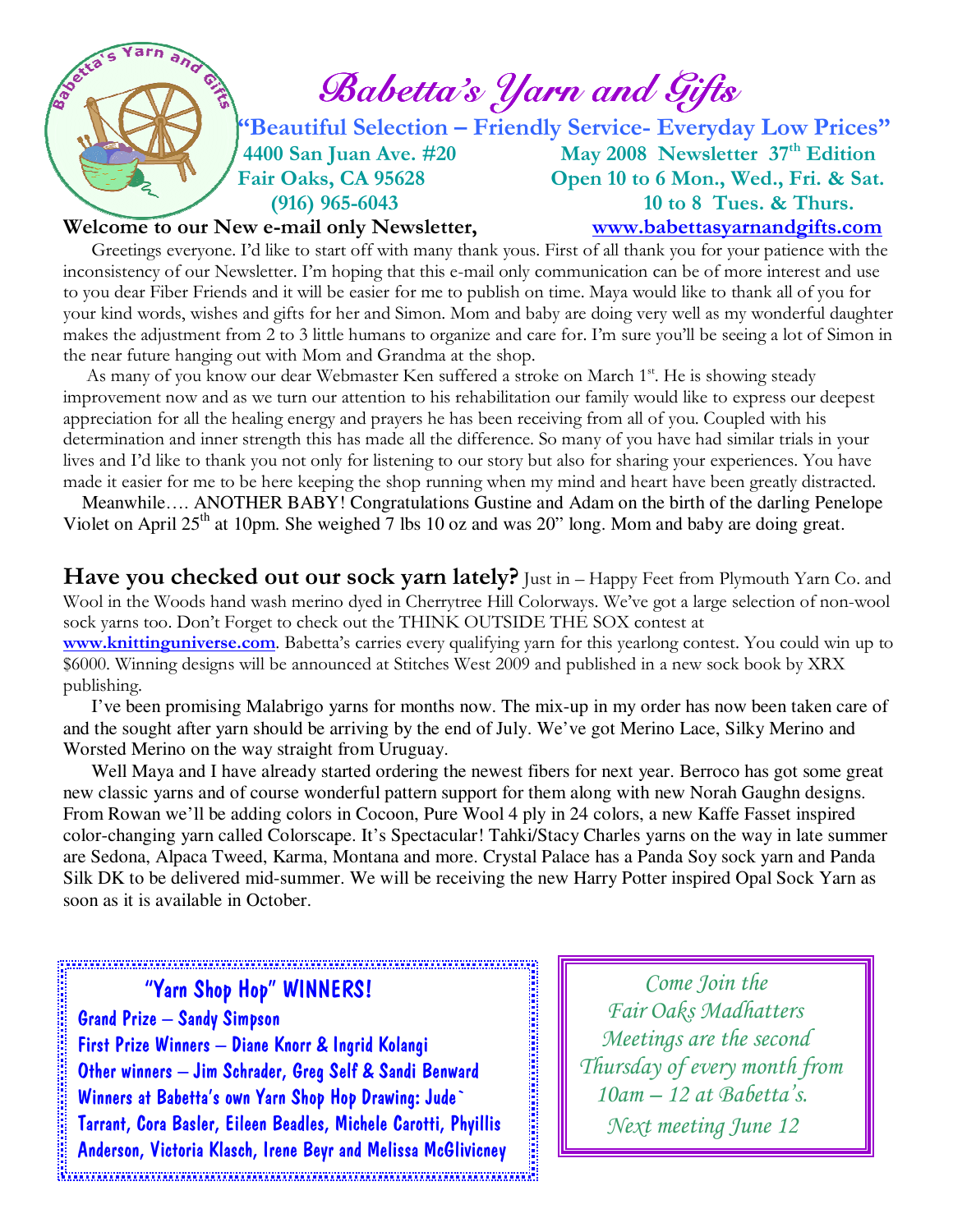# Babetta's Yarn and Gifts

**"Beautiful Selection – Friendly Service- Everyday Low Prices"**

**4400 San Juan Ave. #20**
**Fair Oaks, CA 95628**
**(916) 965-6043**

**May 2008 Newsletter 37th Edition**
**Open 10 to 6 Mon., Wed., Fri. & Sat.**
**10 to 8 Tues. & Thurs.**

**Welcome to our New e-mail only Newsletter,**

**www.babettasyarnandgifts.com**

Greetings everyone. I'd like to start off with many thank yous. First of all thank you for your patience with the inconsistency of our Newsletter. I'm hoping that this e-mail only communication can be of more interest and use to you dear Fiber Friends and it will be easier for me to publish on time. Maya would like to thank all of you for your kind words, wishes and gifts for her and Simon. Mom and baby are doing very well as my wonderful daughter makes the adjustment from 2 to 3 little humans to organize and care for. I'm sure you'll be seeing a lot of Simon in the near future hanging out with Mom and Grandma at the shop.

As many of you know our dear Webmaster Ken suffered a stroke on March 1st. He is showing steady improvement now and as we turn our attention to his rehabilitation our family would like to express our deepest appreciation for all the healing energy and prayers he has been receiving from all of you. Coupled with his determination and inner strength this has made all the difference. So many of you have had similar trials in your lives and I'd like to thank you not only for listening to our story but also for sharing your experiences. You have made it easier for me to be here keeping the shop running when my mind and heart have been greatly distracted.

Meanwhile…. ANOTHER BABY! Congratulations Gustine and Adam on the birth of the darling Penelope Violet on April 25th at 10pm. She weighed 7 lbs 10 oz and was 20" long. Mom and baby are doing great.

**Have you checked out our sock yarn lately?** Just in – Happy Feet from Plymouth Yarn Co. and Wool in the Woods hand wash merino dyed in Cherrytree Hill Colorways. We've got a large selection of non-wool sock yarns too. Don't Forget to check out the THINK OUTSIDE THE SOX contest at **www.knittinguniverse.com**. Babetta's carries every qualifying yarn for this yearlong contest. You could win up to $6000. Winning designs will be announced at Stitches West 2009 and published in a new sock book by XRX publishing.

I've been promising Malabrigo yarns for months now. The mix-up in my order has now been taken care of and the sought after yarn should be arriving by the end of July. We've got Merino Lace, Silky Merino and Worsted Merino on the way straight from Uruguay.

Well Maya and I have already started ordering the newest fibers for next year. Berroco has got some great new classic yarns and of course wonderful pattern support for them along with new Norah Gaughn designs. From Rowan we'll be adding colors in Cocoon, Pure Wool 4 ply in 24 colors, a new Kaffe Fasset inspired color-changing yarn called Colorscape. It's Spectacular! Tahki/Stacy Charles yarns on the way in late summer are Sedona, Alpaca Tweed, Karma, Montana and more. Crystal Palace has a Panda Soy sock yarn and Panda Silk DK to be delivered mid-summer. We will be receiving the new Harry Potter inspired Opal Sock Yarn as soon as it is available in October.

### "Yarn Shop Hop" WINNERS!

Grand Prize – Sandy Simpson
First Prize Winners – Diane Knorr & Ingrid Kolangi
Other winners – Jim Schrader, Greg Self & Sandi Benward
Winners at Babetta's own Yarn Shop Hop Drawing: Jude` Tarrant, Cora Basler, Eileen Beadles, Michele Carotti, Phyillis Anderson, Victoria Klasch, Irene Beyr and Melissa McGlivicney

*Come Join the Fair Oaks Madhatters Meetings are the second Thursday of every month from 10am – 12 at Babetta's. Next meeting June 12*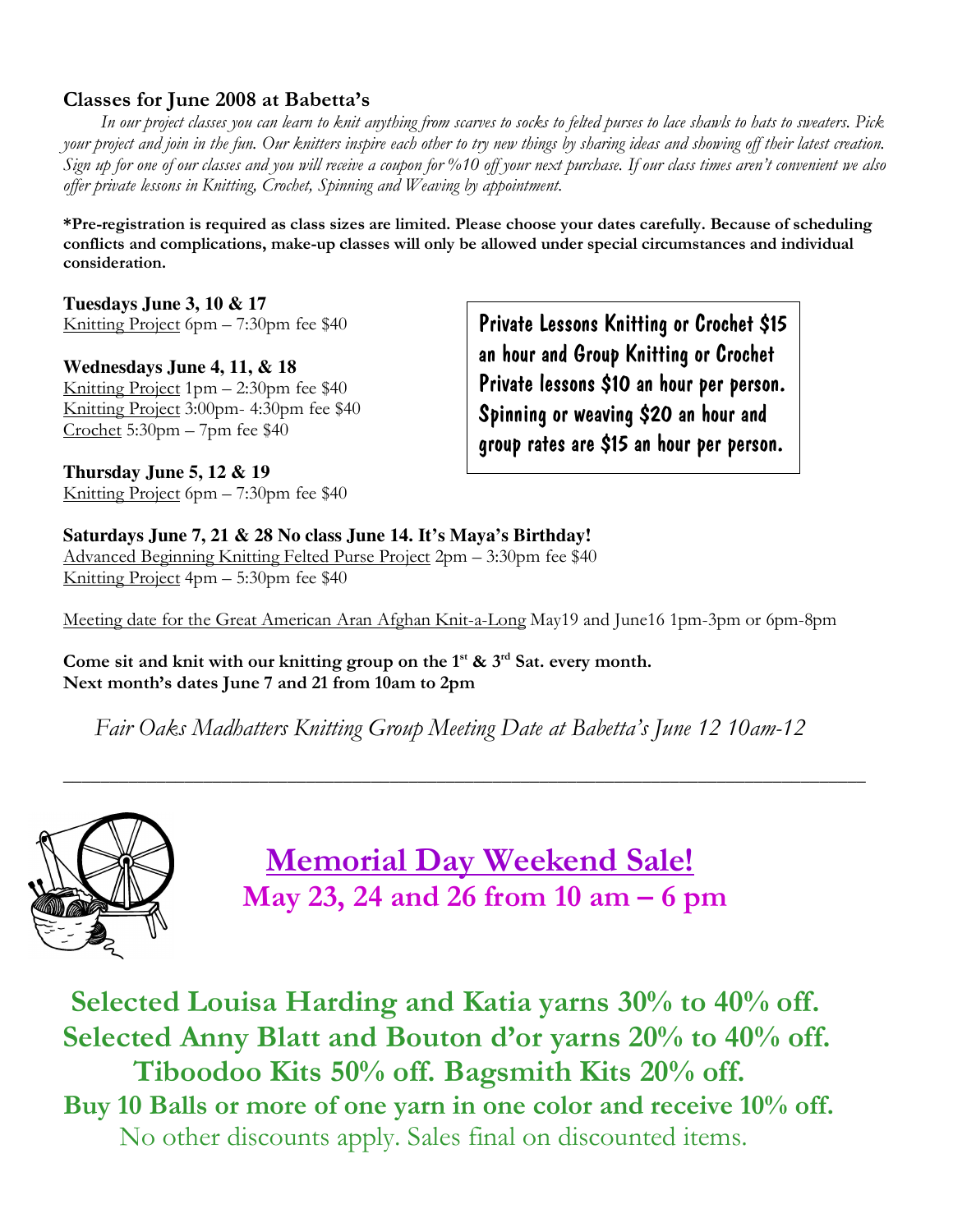## Classes for June 2008 at Babetta's

*In our project classes you can learn to knit anything from scarves to socks to felted purses to lace shawls to hats to sweaters. Pick your project and join in the fun. Our knitters inspire each other to try new things by sharing ideas and showing off their latest creation. Sign up for one of our classes and you will receive a coupon for %10 off your next purchase. If our class times aren't convenient we also offer private lessons in Knitting, Crochet, Spinning and Weaving by appointment.*

**\*Pre-registration is required as class sizes are limited. Please choose your dates carefully. Because of scheduling conflicts and complications, make-up classes will only be allowed under special circumstances and individual consideration.**

**Tuesdays June 3, 10 & 17**
Knitting Project 6pm – 7:30pm fee $40

**Wednesdays June 4, 11, & 18**
Knitting Project 1pm – 2:30pm fee $40
Knitting Project 3:00pm- 4:30pm fee $40
Crochet 5:30pm – 7pm fee $40

**Thursday June 5, 12 & 19**
Knitting Project 6pm – 7:30pm fee $40

**Private Lessons Knitting or Crochet $15 an hour and Group Knitting or Crochet Private lessons $10 an hour per person. Spinning or weaving $20 an hour and group rates are $15 an hour per person.**

**Saturdays June 7, 21 & 28 No class June 14. It's Maya's Birthday!**
Advanced Beginning Knitting Felted Purse Project 2pm – 3:30pm fee $40
Knitting Project 4pm – 5:30pm fee $40

Meeting date for the Great American Aran Afghan Knit-a-Long May19 and June16 1pm-3pm or 6pm-8pm

**Come sit and knit with our knitting group on the 1st & 3rd Sat. every month.**
**Next month's dates June 7 and 21 from 10am to 2pm**

*Fair Oaks Madhatters Knitting Group Meeting Date at Babetta's June 12 10am-12*

---

## Memorial Day Weekend Sale!

**May 23, 24 and 26 from 10 am – 6 pm**

**Selected Louisa Harding and Katia yarns 30% to 40% off.**
**Selected Anny Blatt and Bouton d'or yarns 20% to 40% off.**
**Tiboodoo Kits 50% off. Bagsmith Kits 20% off.**
**Buy 10 Balls or more of one yarn in one color and receive 10% off.**
No other discounts apply. Sales final on discounted items.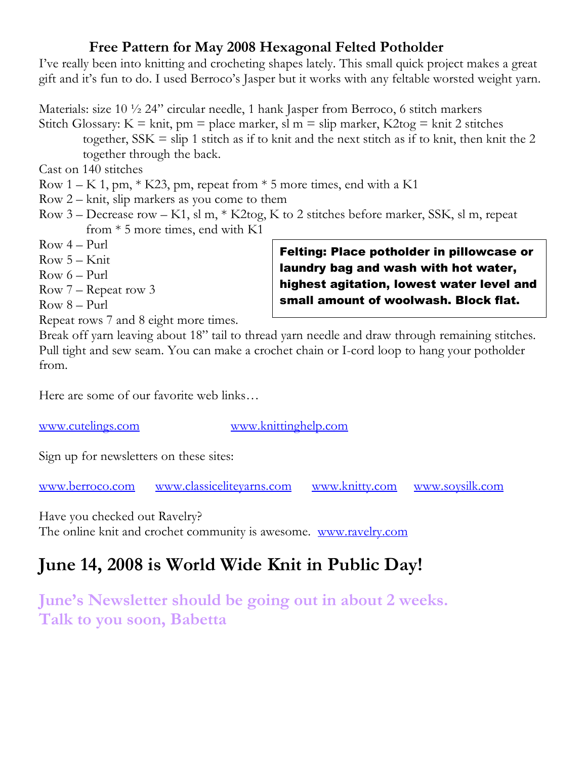### Free Pattern for May 2008 Hexagonal Felted Potholder

I've really been into knitting and crocheting shapes lately. This small quick project makes a great gift and it's fun to do. I used Berroco's Jasper but it works with any feltable worsted weight yarn.

Materials: size 10 ½ 24" circular needle, 1 hank Jasper from Berroco, 6 stitch markers

Stitch Glossary: K = knit, pm = place marker, sl m = slip marker, K2tog = knit 2 stitches together, SSK = slip 1 stitch as if to knit and the next stitch as if to knit, then knit the 2 together through the back.

Cast on 140 stitches

Row 1 – K 1, pm, * K23, pm, repeat from * 5 more times, end with a K1

Row 2 – knit, slip markers as you come to them

Row 3 – Decrease row – K1, sl m, * K2tog, K to 2 stitches before marker, SSK, sl m, repeat from * 5 more times, end with K1

Row 4 – Purl

Row 5 – Knit

Row 6 – Purl

Row 7 – Repeat row 3

Row 8 – Purl

Repeat rows 7 and 8 eight more times.

Break off yarn leaving about 18" tail to thread yarn needle and draw through remaining stitches. Pull tight and sew seam. You can make a crochet chain or I-cord loop to hang your potholder from.

**Felting: Place potholder in pillowcase or laundry bag and wash with hot water, highest agitation, lowest water level and small amount of woolwash. Block flat.**

Here are some of our favorite web links…

www.cutelings.com www.knittinghelp.com

Sign up for newsletters on these sites:

www.berroco.com www.classiceliteyarns.com www.knitty.com www.soysilk.com

Have you checked out Ravelry?
The online knit and crochet community is awesome. www.ravelry.com

## June 14, 2008 is World Wide Knit in Public Day!

**June's Newsletter should be going out in about 2 weeks.**
**Talk to you soon, Babetta**